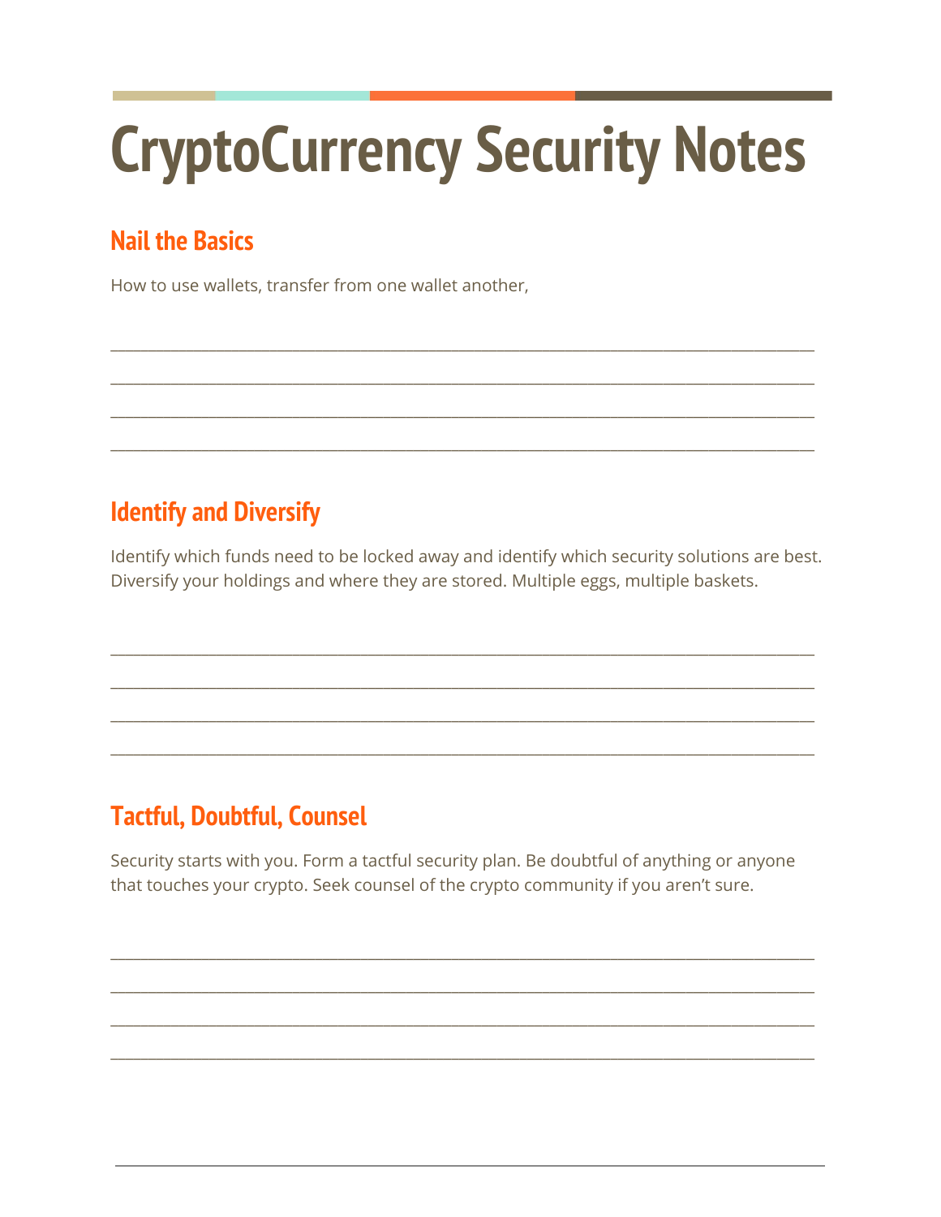# CryptoCurrency Security Notes

## Nail the Basics

How to use wallets, transfer from one wallet another,

______________________________________________________________________________

______________________________________________________________________________

______________________________________________________________________________

______________________________________________________________________________

## Identify and Diversify

Identify which funds need to be locked away and identify which security solutions are best. Diversify your holdings and where they are stored. Multiple eggs, multiple baskets.

______________________________________________________________________________

______________________________________________________________________________

______________________________________________________________________________

______________________________________________________________________________

## Tactful, Doubtful, Counsel

Security starts with you. Form a tactful security plan. Be doubtful of anything or anyone that touches your crypto. Seek counsel of the crypto community if you aren't sure.

______________________________________________________________________________

______________________________________________________________________________

______________________________________________________________________________

______________________________________________________________________________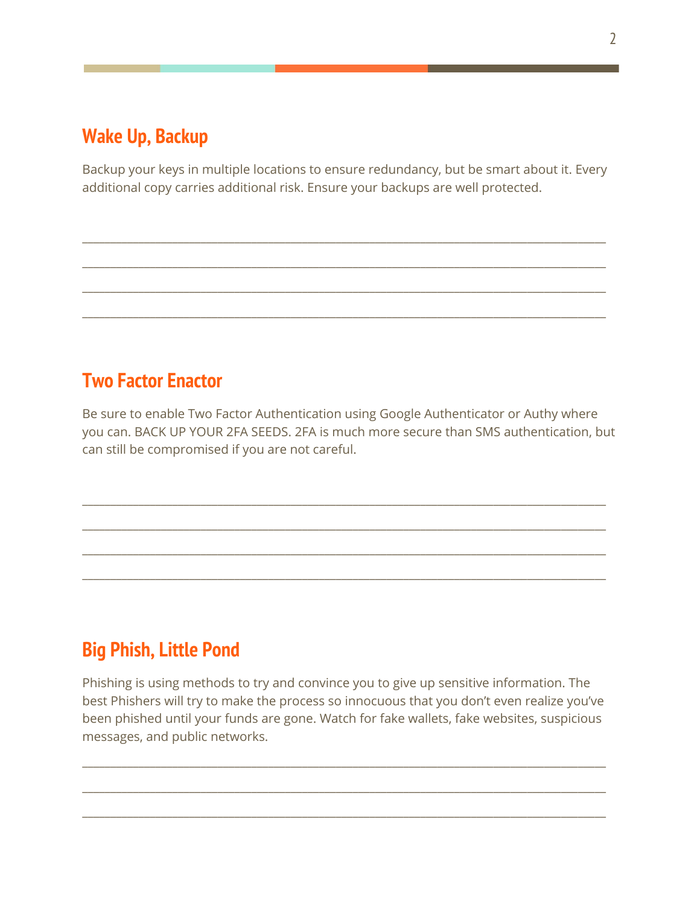## Wake Up, Backup

Backup your keys in multiple locations to ensure redundancy, but be smart about it. Every additional copy carries additional risk. Ensure your backups are well protected.

\_\_\_\_\_\_\_\_\_\_\_\_\_\_\_\_\_\_\_\_\_\_\_\_\_\_\_\_\_\_\_\_\_\_\_\_\_\_\_\_\_\_\_\_\_\_\_\_\_\_\_\_\_\_\_\_\_\_\_\_\_\_\_\_\_\_\_\_\_\_\_\_\_\_\_\_\_\_

\_\_\_\_\_\_\_\_\_\_\_\_\_\_\_\_\_\_\_\_\_\_\_\_\_\_\_\_\_\_\_\_\_\_\_\_\_\_\_\_\_\_\_\_\_\_\_\_\_\_\_\_\_\_\_\_\_\_\_\_\_\_\_\_\_\_\_\_\_\_\_\_\_\_\_\_\_\_

\_\_\_\_\_\_\_\_\_\_\_\_\_\_\_\_\_\_\_\_\_\_\_\_\_\_\_\_\_\_\_\_\_\_\_\_\_\_\_\_\_\_\_\_\_\_\_\_\_\_\_\_\_\_\_\_\_\_\_\_\_\_\_\_\_\_\_\_\_\_\_\_\_\_\_\_\_\_

\_\_\_\_\_\_\_\_\_\_\_\_\_\_\_\_\_\_\_\_\_\_\_\_\_\_\_\_\_\_\_\_\_\_\_\_\_\_\_\_\_\_\_\_\_\_\_\_\_\_\_\_\_\_\_\_\_\_\_\_\_\_\_\_\_\_\_\_\_\_\_\_\_\_\_\_\_\_

## Two Factor Enactor

Be sure to enable Two Factor Authentication using Google Authenticator or Authy where you can. BACK UP YOUR 2FA SEEDS. 2FA is much more secure than SMS authentication, but can still be compromised if you are not careful.

\_\_\_\_\_\_\_\_\_\_\_\_\_\_\_\_\_\_\_\_\_\_\_\_\_\_\_\_\_\_\_\_\_\_\_\_\_\_\_\_\_\_\_\_\_\_\_\_\_\_\_\_\_\_\_\_\_\_\_\_\_\_\_\_\_\_\_\_\_\_\_\_\_\_\_\_\_\_

\_\_\_\_\_\_\_\_\_\_\_\_\_\_\_\_\_\_\_\_\_\_\_\_\_\_\_\_\_\_\_\_\_\_\_\_\_\_\_\_\_\_\_\_\_\_\_\_\_\_\_\_\_\_\_\_\_\_\_\_\_\_\_\_\_\_\_\_\_\_\_\_\_\_\_\_\_\_

\_\_\_\_\_\_\_\_\_\_\_\_\_\_\_\_\_\_\_\_\_\_\_\_\_\_\_\_\_\_\_\_\_\_\_\_\_\_\_\_\_\_\_\_\_\_\_\_\_\_\_\_\_\_\_\_\_\_\_\_\_\_\_\_\_\_\_\_\_\_\_\_\_\_\_\_\_\_

\_\_\_\_\_\_\_\_\_\_\_\_\_\_\_\_\_\_\_\_\_\_\_\_\_\_\_\_\_\_\_\_\_\_\_\_\_\_\_\_\_\_\_\_\_\_\_\_\_\_\_\_\_\_\_\_\_\_\_\_\_\_\_\_\_\_\_\_\_\_\_\_\_\_\_\_\_\_

## Big Phish, Little Pond

Phishing is using methods to try and convince you to give up sensitive information. The best Phishers will try to make the process so innocuous that you don't even realize you've been phished until your funds are gone. Watch for fake wallets, fake websites, suspicious messages, and public networks.

\_\_\_\_\_\_\_\_\_\_\_\_\_\_\_\_\_\_\_\_\_\_\_\_\_\_\_\_\_\_\_\_\_\_\_\_\_\_\_\_\_\_\_\_\_\_\_\_\_\_\_\_\_\_\_\_\_\_\_\_\_\_\_\_\_\_\_\_\_\_\_\_\_\_\_\_\_\_

\_\_\_\_\_\_\_\_\_\_\_\_\_\_\_\_\_\_\_\_\_\_\_\_\_\_\_\_\_\_\_\_\_\_\_\_\_\_\_\_\_\_\_\_\_\_\_\_\_\_\_\_\_\_\_\_\_\_\_\_\_\_\_\_\_\_\_\_\_\_\_\_\_\_\_\_\_\_

\_\_\_\_\_\_\_\_\_\_\_\_\_\_\_\_\_\_\_\_\_\_\_\_\_\_\_\_\_\_\_\_\_\_\_\_\_\_\_\_\_\_\_\_\_\_\_\_\_\_\_\_\_\_\_\_\_\_\_\_\_\_\_\_\_\_\_\_\_\_\_\_\_\_\_\_\_\_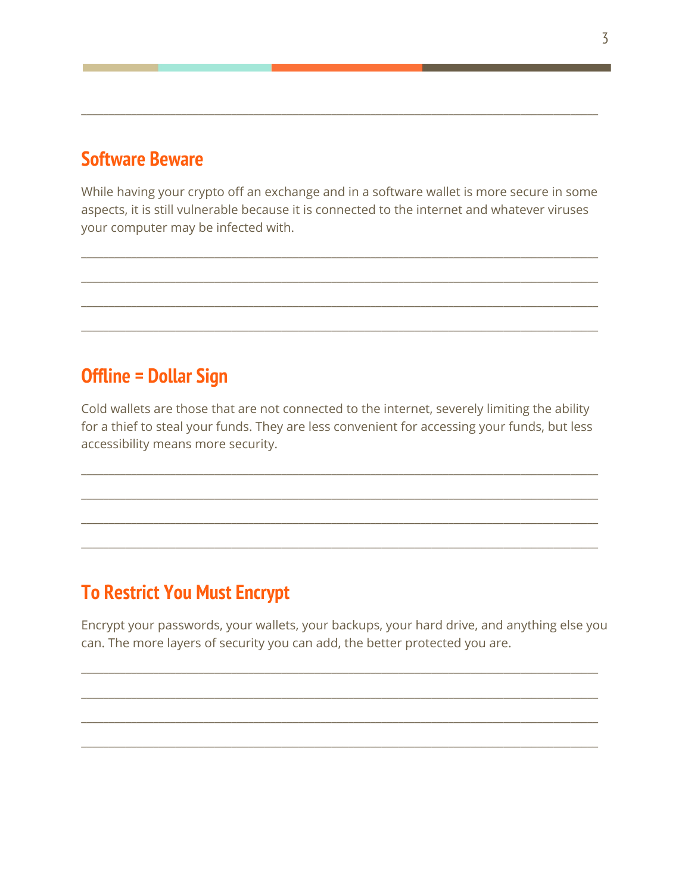## Software Beware

While having your crypto off an exchange and in a software wallet is more secure in some aspects, it is still vulnerable because it is connected to the internet and whatever viruses your computer may be infected with.

## Offline = Dollar Sign

Cold wallets are those that are not connected to the internet, severely limiting the ability for a thief to steal your funds. They are less convenient for accessing your funds, but less accessibility means more security.

## To Restrict You Must Encrypt

Encrypt your passwords, your wallets, your backups, your hard drive, and anything else you can. The more layers of security you can add, the better protected you are.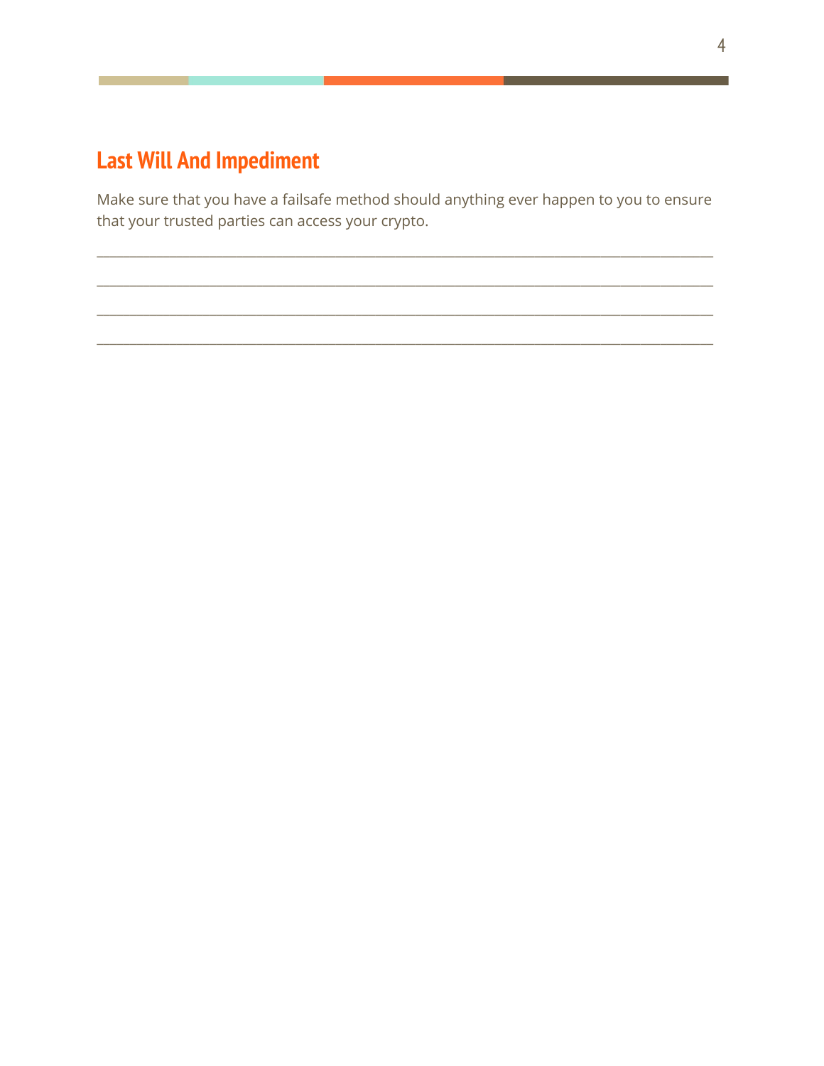## Last Will And Impediment

Make sure that you have a failsafe method should anything ever happen to you to ensure that your trusted parties can access your crypto.

______________________________________________________________________________

______________________________________________________________________________

______________________________________________________________________________

______________________________________________________________________________